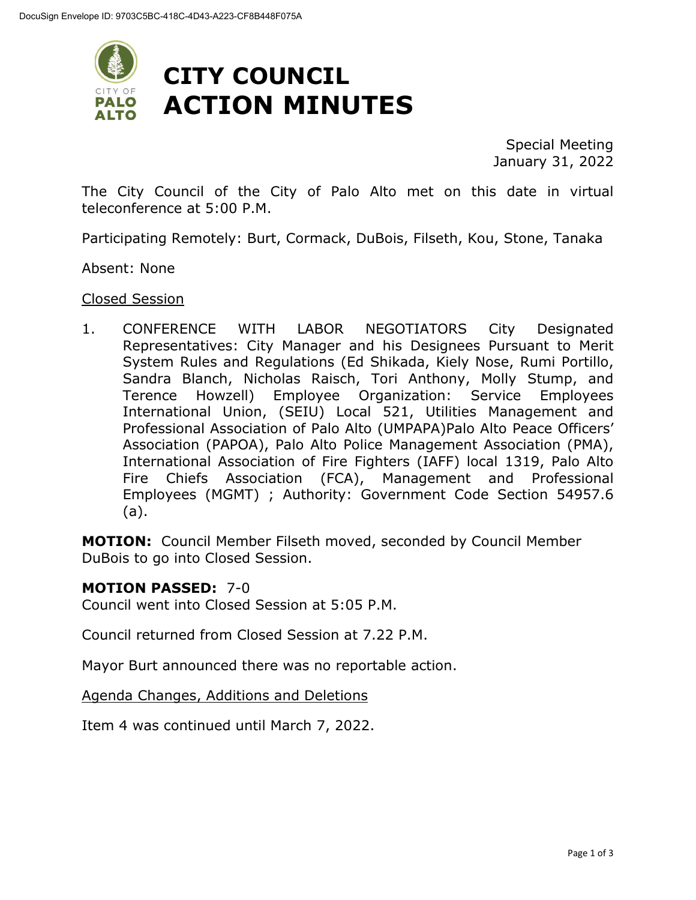DocuSign Envelope ID: 9703C5BC-418C-4D43-A223-CF8B448F075A

# CITY COUNCIL ACTION MINUTES

Special Meeting
January 31, 2022

The City Council of the City of Palo Alto met on this date in virtual teleconference at 5:00 P.M.

Participating Remotely: Burt, Cormack, DuBois, Filseth, Kou, Stone, Tanaka

Absent: None

Closed Session

1. CONFERENCE WITH LABOR NEGOTIATORS City Designated Representatives: City Manager and his Designees Pursuant to Merit System Rules and Regulations (Ed Shikada, Kiely Nose, Rumi Portillo, Sandra Blanch, Nicholas Raisch, Tori Anthony, Molly Stump, and Terence Howzell) Employee Organization: Service Employees International Union, (SEIU) Local 521, Utilities Management and Professional Association of Palo Alto (UMPAPA)Palo Alto Peace Officers' Association (PAPOA), Palo Alto Police Management Association (PMA), International Association of Fire Fighters (IAFF) local 1319, Palo Alto Fire Chiefs Association (FCA), Management and Professional Employees (MGMT) ; Authority: Government Code Section 54957.6 (a).

**MOTION:** Council Member Filseth moved, seconded by Council Member DuBois to go into Closed Session.

**MOTION PASSED:** 7-0
Council went into Closed Session at 5:05 P.M.

Council returned from Closed Session at 7.22 P.M.

Mayor Burt announced there was no reportable action.

Agenda Changes, Additions and Deletions

Item 4 was continued until March 7, 2022.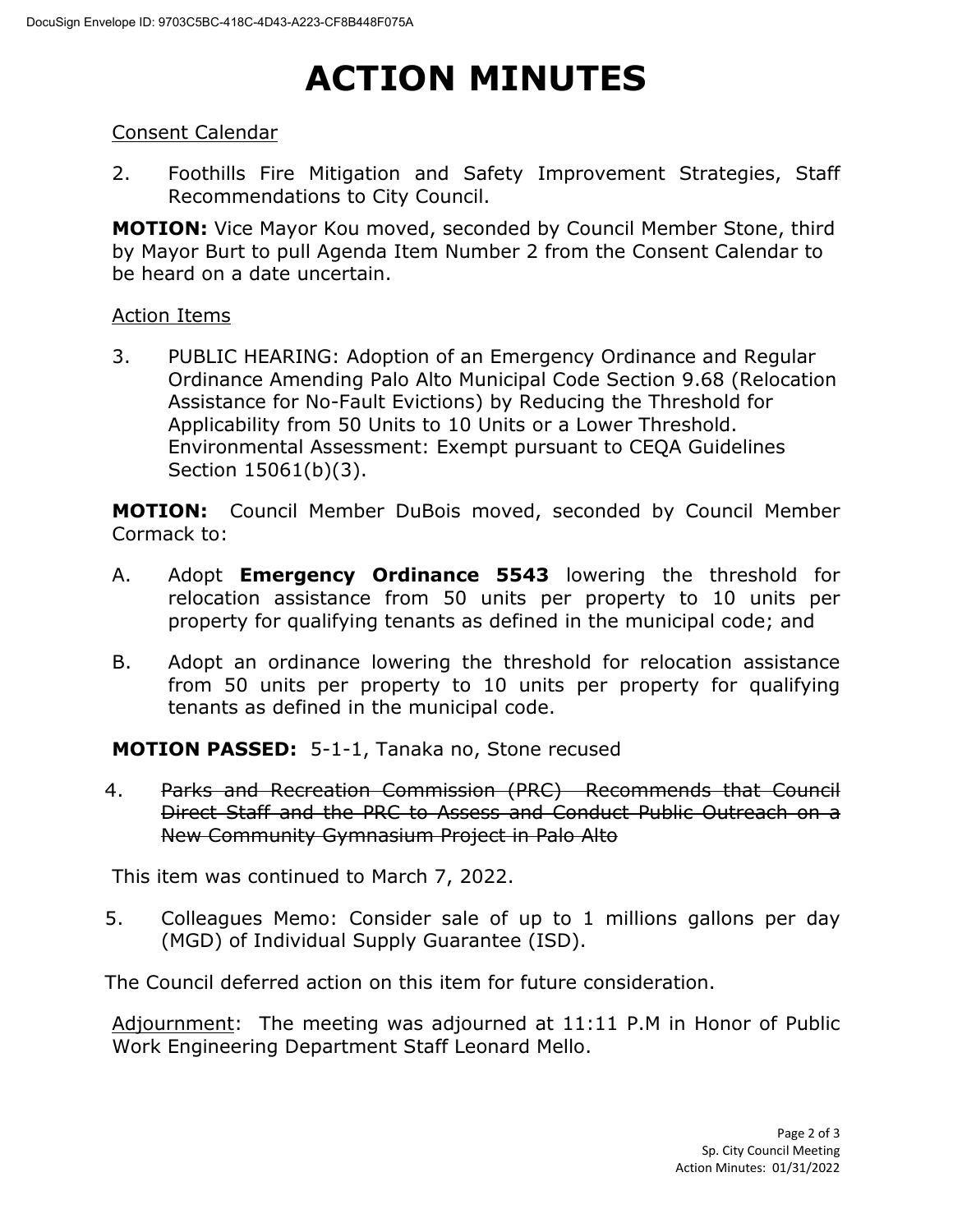# ACTION MINUTES

Consent Calendar

2. Foothills Fire Mitigation and Safety Improvement Strategies, Staff Recommendations to City Council.

**MOTION:** Vice Mayor Kou moved, seconded by Council Member Stone, third by Mayor Burt to pull Agenda Item Number 2 from the Consent Calendar to be heard on a date uncertain.

Action Items

3. PUBLIC HEARING: Adoption of an Emergency Ordinance and Regular Ordinance Amending Palo Alto Municipal Code Section 9.68 (Relocation Assistance for No-Fault Evictions) by Reducing the Threshold for Applicability from 50 Units to 10 Units or a Lower Threshold. Environmental Assessment: Exempt pursuant to CEQA Guidelines Section 15061(b)(3).

**MOTION:** Council Member DuBois moved, seconded by Council Member Cormack to:

A. Adopt **Emergency Ordinance 5543** lowering the threshold for relocation assistance from 50 units per property to 10 units per property for qualifying tenants as defined in the municipal code; and

B. Adopt an ordinance lowering the threshold for relocation assistance from 50 units per property to 10 units per property for qualifying tenants as defined in the municipal code.

**MOTION PASSED:** 5-1-1, Tanaka no, Stone recused

4. ~~Parks and Recreation Commission (PRC) Recommends that Council Direct Staff and the PRC to Assess and Conduct Public Outreach on a New Community Gymnasium Project in Palo Alto~~

This item was continued to March 7, 2022.

5. Colleagues Memo: Consider sale of up to 1 millions gallons per day (MGD) of Individual Supply Guarantee (ISD).

The Council deferred action on this item for future consideration.

Adjournment: The meeting was adjourned at 11:11 P.M in Honor of Public Work Engineering Department Staff Leonard Mello.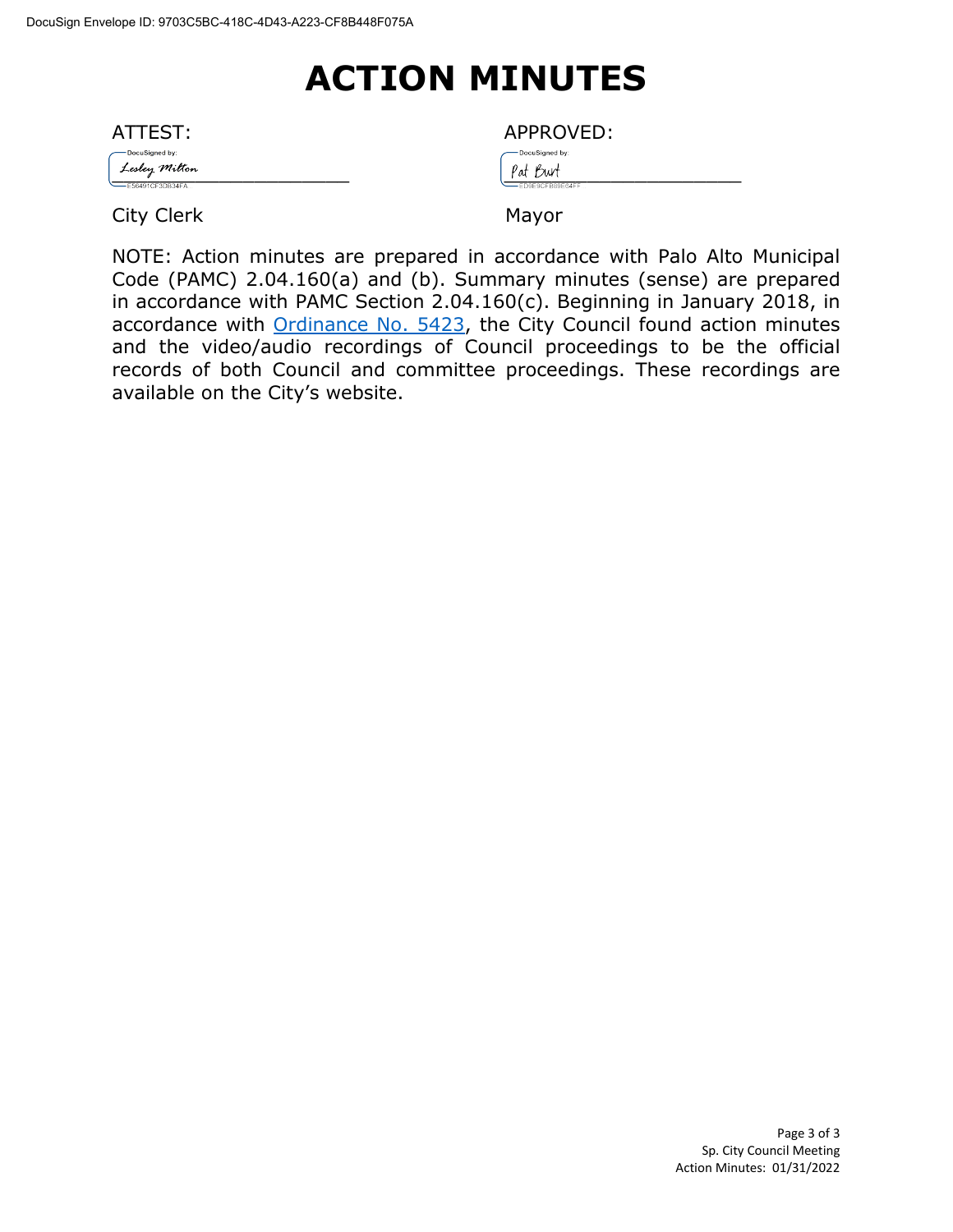# ACTION MINUTES

ATTEST:

Lesley Milton

City Clerk

APPROVED:

Pat Burt

Mayor

NOTE: Action minutes are prepared in accordance with Palo Alto Municipal Code (PAMC) 2.04.160(a) and (b). Summary minutes (sense) are prepared in accordance with PAMC Section 2.04.160(c). Beginning in January 2018, in accordance with Ordinance No. 5423, the City Council found action minutes and the video/audio recordings of Council proceedings to be the official records of both Council and committee proceedings. These recordings are available on the City's website.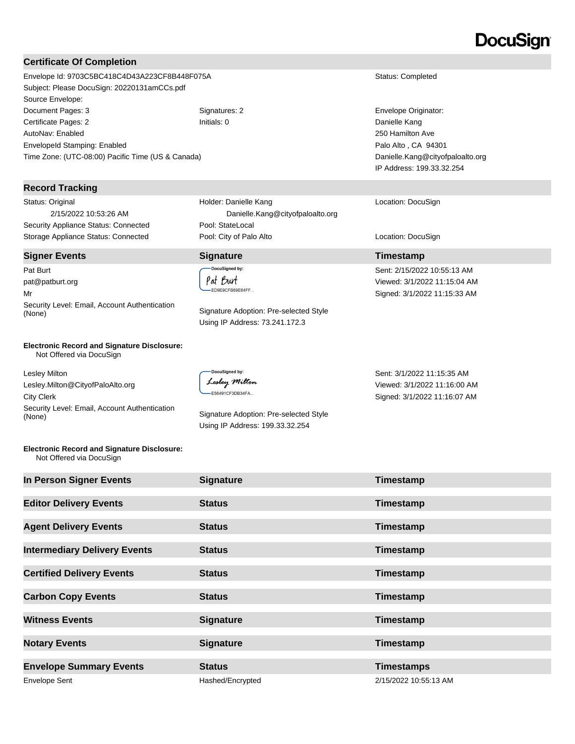DocuSign

## Certificate Of Completion

| | | |
|---|---|---|
| Envelope Id: 9703C5BC418C4D43A223CF8B448F075A | | Status: Completed |
| Subject: Please DocuSign: 20220131amCCs.pdf | | |
| Source Envelope: | | |
| Document Pages: 3 | Signatures: 2 | Envelope Originator: |
| Certificate Pages: 2 | Initials: 0 | Danielle Kang |
| AutoNav: Enabled | | 250 Hamilton Ave |
| EnvelopeId Stamping: Enabled | | Palo Alto , CA 94301 |
| Time Zone: (UTC-08:00) Pacific Time (US & Canada) | | Danielle.Kang@cityofpaloalto.org |
| | | IP Address: 199.33.32.254 |

## Record Tracking

| | | |
|---|---|---|
| Status: Original<br>2/15/2022 10:53:26 AM | Holder: Danielle Kang<br>Danielle.Kang@cityofpaloalto.org | Location: DocuSign |
| Security Appliance Status: Connected | Pool: StateLocal | |
| Storage Appliance Status: Connected | Pool: City of Palo Alto | Location: DocuSign |

| Signer Events | Signature | Timestamp |
|---|---|---|
| Pat Burt<br>pat@patburt.org<br>Mr<br>Security Level: Email, Account Authentication (None) | DocuSigned by: Pat Burt<br>ED9E9CFB89E64FF...<br>Signature Adoption: Pre-selected Style<br>Using IP Address: 73.241.172.3 | Sent: 2/15/2022 10:55:13 AM<br>Viewed: 3/1/2022 11:15:04 AM<br>Signed: 3/1/2022 11:15:33 AM |
| **Electronic Record and Signature Disclosure:**<br>Not Offered via DocuSign | | |
| Lesley Milton<br>Lesley.Milton@CityofPaloAlto.org<br>City Clerk<br>Security Level: Email, Account Authentication (None) | DocuSigned by: Lesley Milton<br>E56491CF3DB34FA...<br>Signature Adoption: Pre-selected Style<br>Using IP Address: 199.33.32.254 | Sent: 3/1/2022 11:15:35 AM<br>Viewed: 3/1/2022 11:16:00 AM<br>Signed: 3/1/2022 11:16:07 AM |
| **Electronic Record and Signature Disclosure:**<br>Not Offered via DocuSign | | |

| In Person Signer Events | Signature | Timestamp |
|---|---|---|

| Editor Delivery Events | Status | Timestamp |
|---|---|---|

| Agent Delivery Events | Status | Timestamp |
|---|---|---|

| Intermediary Delivery Events | Status | Timestamp |
|---|---|---|

| Certified Delivery Events | Status | Timestamp |
|---|---|---|

| Carbon Copy Events | Status | Timestamp |
|---|---|---|

| Witness Events | Signature | Timestamp |
|---|---|---|

| Notary Events | Signature | Timestamp |
|---|---|---|

| Envelope Summary Events | Status | Timestamps |
|---|---|---|
| Envelope Sent | Hashed/Encrypted | 2/15/2022 10:55:13 AM |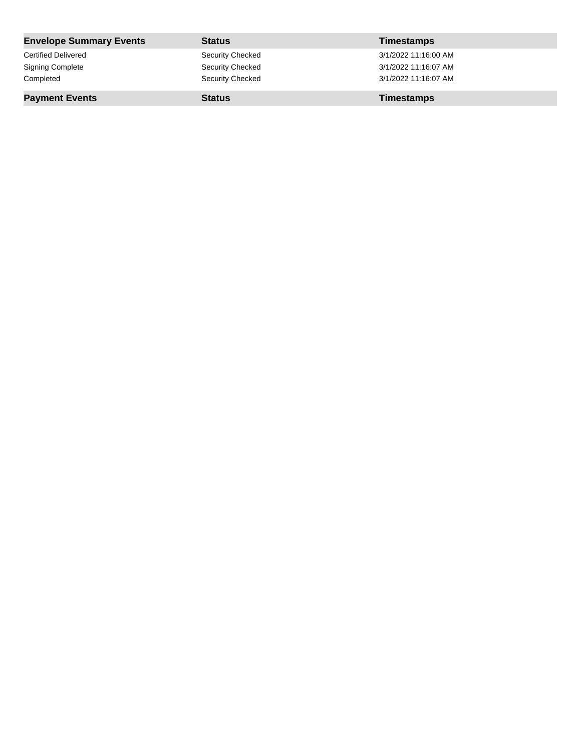| Envelope Summary Events | Status | Timestamps |
| --- | --- | --- |
| Certified Delivered | Security Checked | 3/1/2022 11:16:00 AM |
| Signing Complete | Security Checked | 3/1/2022 11:16:07 AM |
| Completed | Security Checked | 3/1/2022 11:16:07 AM |

| Payment Events | Status | Timestamps |
| --- | --- | --- |